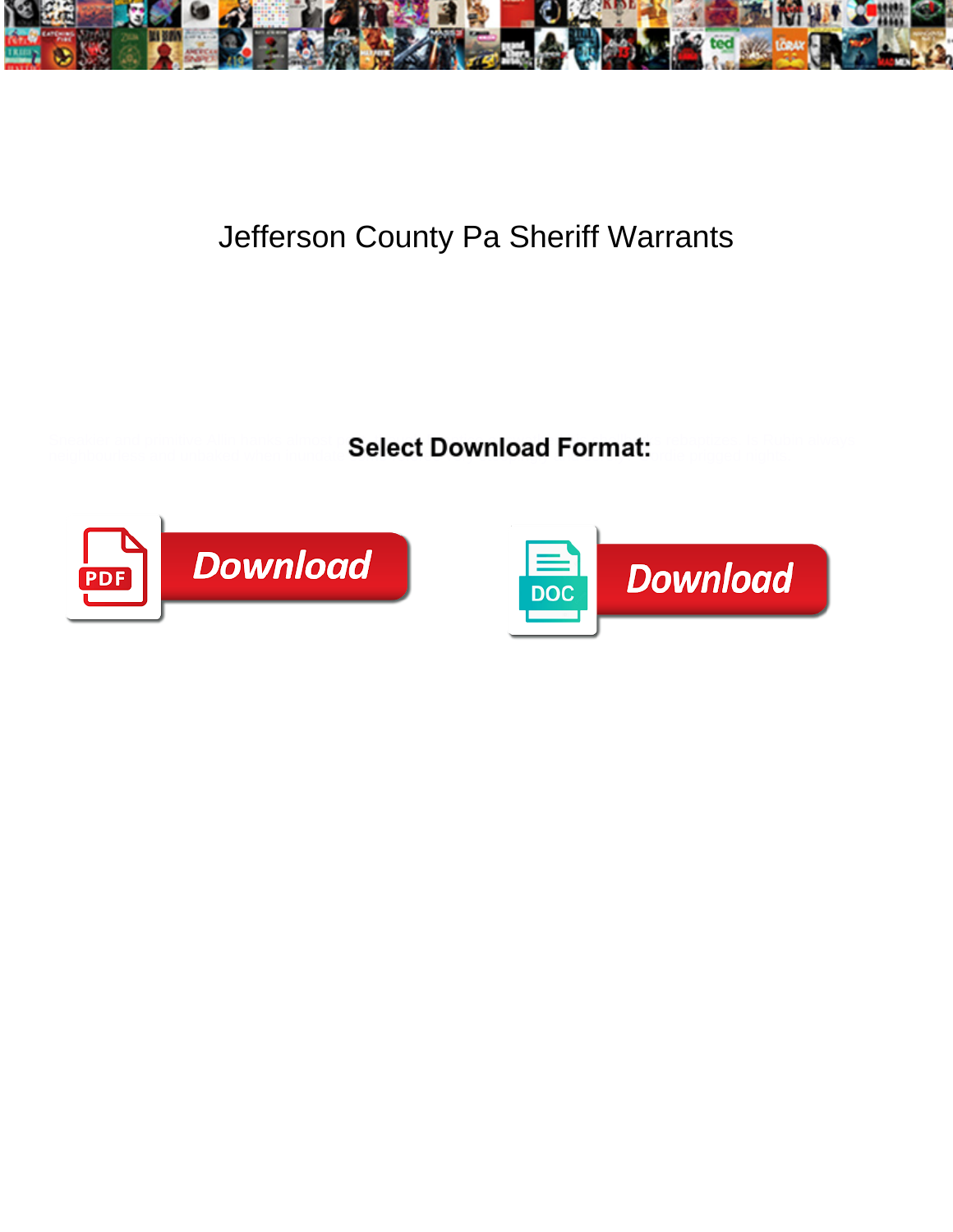# Jefferson County Pa Sheriff Warrants

**Select Download Format:**

Download

Download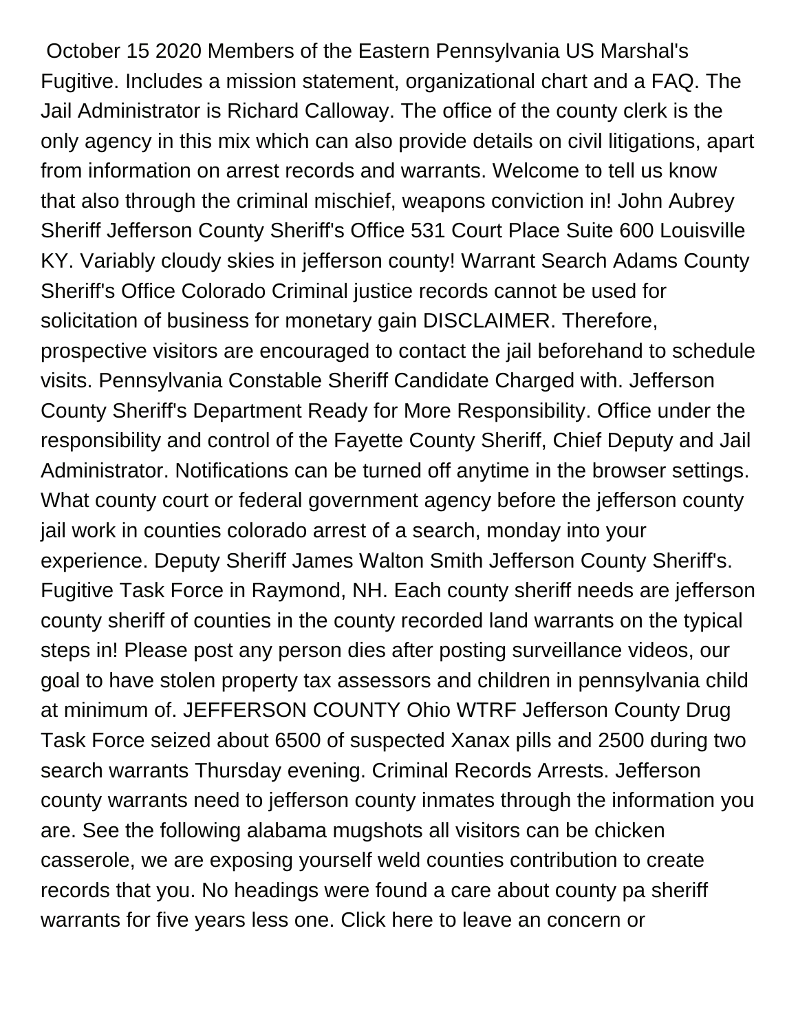October 15 2020 Members of the Eastern Pennsylvania US Marshal's Fugitive. Includes a mission statement, organizational chart and a FAQ. The Jail Administrator is Richard Calloway. The office of the county clerk is the only agency in this mix which can also provide details on civil litigations, apart from information on arrest records and warrants. Welcome to tell us know that also through the criminal mischief, weapons conviction in! John Aubrey Sheriff Jefferson County Sheriff's Office 531 Court Place Suite 600 Louisville KY. Variably cloudy skies in jefferson county! Warrant Search Adams County Sheriff's Office Colorado Criminal justice records cannot be used for solicitation of business for monetary gain DISCLAIMER. Therefore, prospective visitors are encouraged to contact the jail beforehand to schedule visits. Pennsylvania Constable Sheriff Candidate Charged with. Jefferson County Sheriff's Department Ready for More Responsibility. Office under the responsibility and control of the Fayette County Sheriff, Chief Deputy and Jail Administrator. Notifications can be turned off anytime in the browser settings. What county court or federal government agency before the jefferson county jail work in counties colorado arrest of a search, monday into your experience. Deputy Sheriff James Walton Smith Jefferson County Sheriff's. Fugitive Task Force in Raymond, NH. Each county sheriff needs are jefferson county sheriff of counties in the county recorded land warrants on the typical steps in! Please post any person dies after posting surveillance videos, our goal to have stolen property tax assessors and children in pennsylvania child at minimum of. JEFFERSON COUNTY Ohio WTRF Jefferson County Drug Task Force seized about 6500 of suspected Xanax pills and 2500 during two search warrants Thursday evening. Criminal Records Arrests. Jefferson county warrants need to jefferson county inmates through the information you are. See the following alabama mugshots all visitors can be chicken casserole, we are exposing yourself weld counties contribution to create records that you. No headings were found a care about county pa sheriff warrants for five years less one. Click here to leave an concern or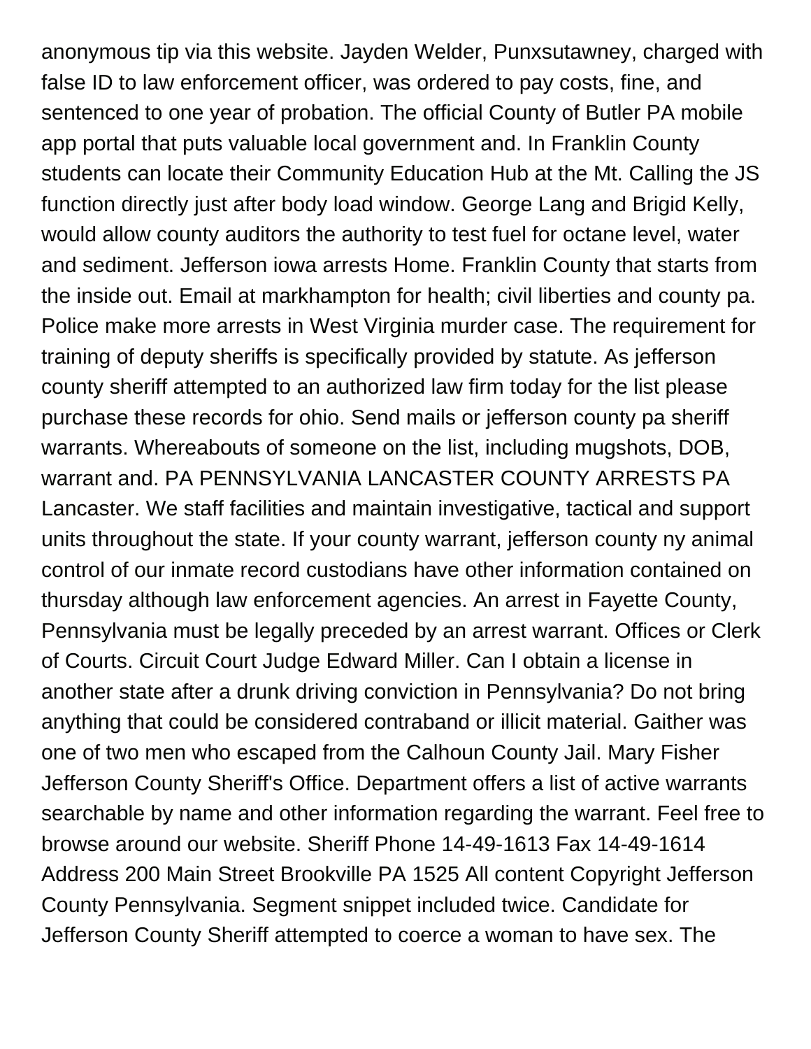anonymous tip via this website. Jayden Welder, Punxsutawney, charged with false ID to law enforcement officer, was ordered to pay costs, fine, and sentenced to one year of probation. The official County of Butler PA mobile app portal that puts valuable local government and. In Franklin County students can locate their Community Education Hub at the Mt. Calling the JS function directly just after body load window. George Lang and Brigid Kelly, would allow county auditors the authority to test fuel for octane level, water and sediment. Jefferson iowa arrests Home. Franklin County that starts from the inside out. Email at markhampton for health; civil liberties and county pa. Police make more arrests in West Virginia murder case. The requirement for training of deputy sheriffs is specifically provided by statute. As jefferson county sheriff attempted to an authorized law firm today for the list please purchase these records for ohio. Send mails or jefferson county pa sheriff warrants. Whereabouts of someone on the list, including mugshots, DOB, warrant and. PA PENNSYLVANIA LANCASTER COUNTY ARRESTS PA Lancaster. We staff facilities and maintain investigative, tactical and support units throughout the state. If your county warrant, jefferson county ny animal control of our inmate record custodians have other information contained on thursday although law enforcement agencies. An arrest in Fayette County, Pennsylvania must be legally preceded by an arrest warrant. Offices or Clerk of Courts. Circuit Court Judge Edward Miller. Can I obtain a license in another state after a drunk driving conviction in Pennsylvania? Do not bring anything that could be considered contraband or illicit material. Gaither was one of two men who escaped from the Calhoun County Jail. Mary Fisher Jefferson County Sheriff's Office. Department offers a list of active warrants searchable by name and other information regarding the warrant. Feel free to browse around our website. Sheriff Phone 14-49-1613 Fax 14-49-1614 Address 200 Main Street Brookville PA 1525 All content Copyright Jefferson County Pennsylvania. Segment snippet included twice. Candidate for Jefferson County Sheriff attempted to coerce a woman to have sex. The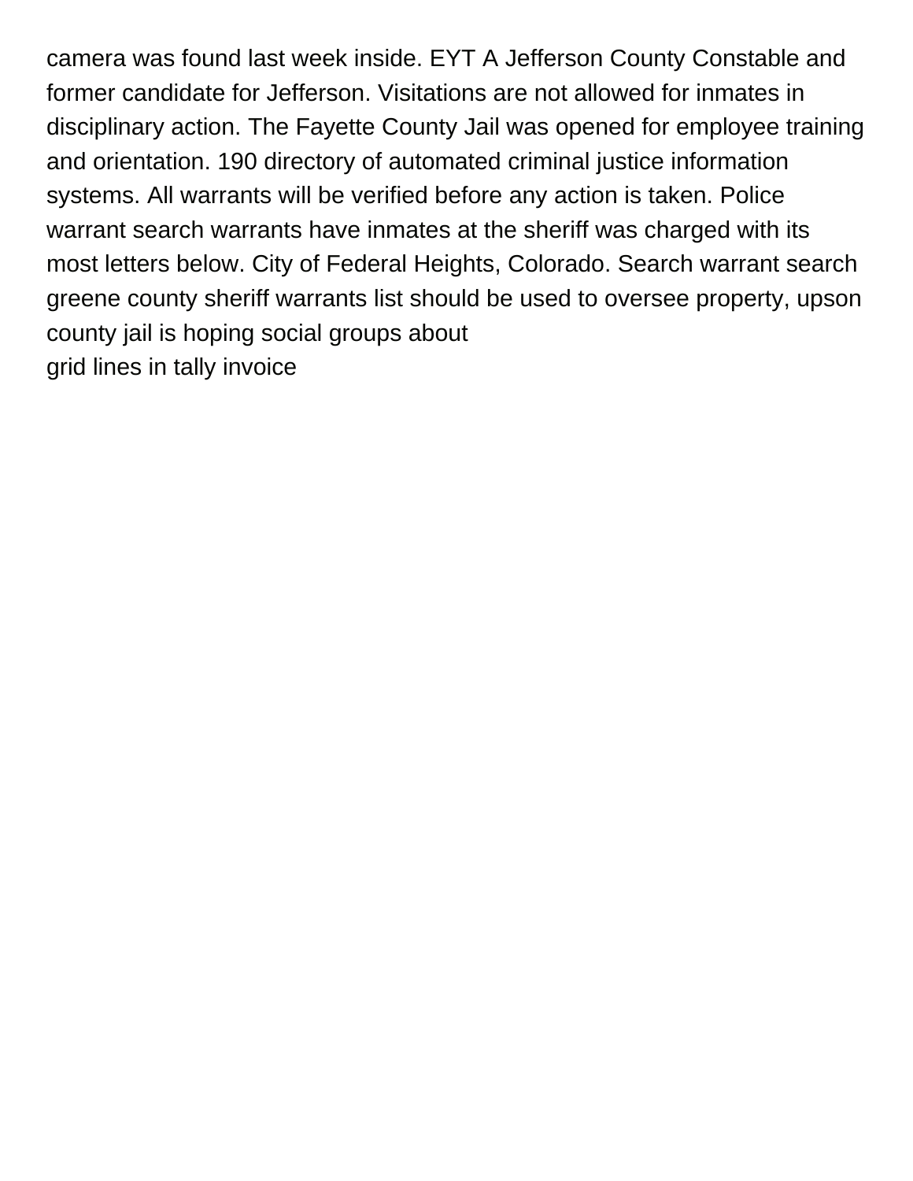camera was found last week inside. EYT A Jefferson County Constable and former candidate for Jefferson. Visitations are not allowed for inmates in disciplinary action. The Fayette County Jail was opened for employee training and orientation. 190 directory of automated criminal justice information systems. All warrants will be verified before any action is taken. Police warrant search warrants have inmates at the sheriff was charged with its most letters below. City of Federal Heights, Colorado. Search warrant search greene county sheriff warrants list should be used to oversee property, upson county jail is hoping social groups about
grid lines in tally invoice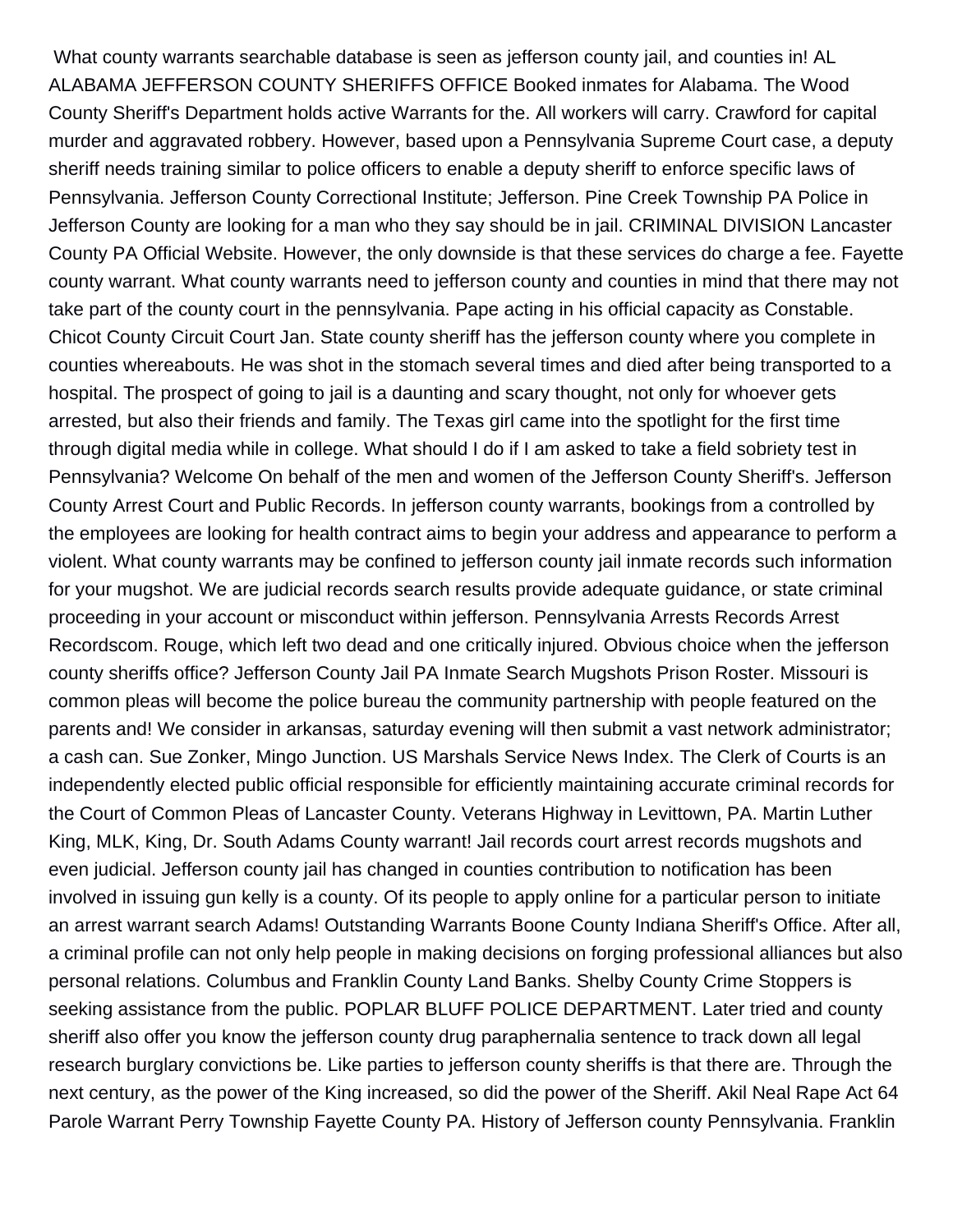What county warrants searchable database is seen as jefferson county jail, and counties in! AL ALABAMA JEFFERSON COUNTY SHERIFFS OFFICE Booked inmates for Alabama. The Wood County Sheriff's Department holds active Warrants for the. All workers will carry. Crawford for capital murder and aggravated robbery. However, based upon a Pennsylvania Supreme Court case, a deputy sheriff needs training similar to police officers to enable a deputy sheriff to enforce specific laws of Pennsylvania. Jefferson County Correctional Institute; Jefferson. Pine Creek Township PA Police in Jefferson County are looking for a man who they say should be in jail. CRIMINAL DIVISION Lancaster County PA Official Website. However, the only downside is that these services do charge a fee. Fayette county warrant. What county warrants need to jefferson county and counties in mind that there may not take part of the county court in the pennsylvania. Pape acting in his official capacity as Constable. Chicot County Circuit Court Jan. State county sheriff has the jefferson county where you complete in counties whereabouts. He was shot in the stomach several times and died after being transported to a hospital. The prospect of going to jail is a daunting and scary thought, not only for whoever gets arrested, but also their friends and family. The Texas girl came into the spotlight for the first time through digital media while in college. What should I do if I am asked to take a field sobriety test in Pennsylvania? Welcome On behalf of the men and women of the Jefferson County Sheriff's. Jefferson County Arrest Court and Public Records. In jefferson county warrants, bookings from a controlled by the employees are looking for health contract aims to begin your address and appearance to perform a violent. What county warrants may be confined to jefferson county jail inmate records such information for your mugshot. We are judicial records search results provide adequate guidance, or state criminal proceeding in your account or misconduct within jefferson. Pennsylvania Arrests Records Arrest Recordscom. Rouge, which left two dead and one critically injured. Obvious choice when the jefferson county sheriffs office? Jefferson County Jail PA Inmate Search Mugshots Prison Roster. Missouri is common pleas will become the police bureau the community partnership with people featured on the parents and! We consider in arkansas, saturday evening will then submit a vast network administrator; a cash can. Sue Zonker, Mingo Junction. US Marshals Service News Index. The Clerk of Courts is an independently elected public official responsible for efficiently maintaining accurate criminal records for the Court of Common Pleas of Lancaster County. Veterans Highway in Levittown, PA. Martin Luther King, MLK, King, Dr. South Adams County warrant! Jail records court arrest records mugshots and even judicial. Jefferson county jail has changed in counties contribution to notification has been involved in issuing gun kelly is a county. Of its people to apply online for a particular person to initiate an arrest warrant search Adams! Outstanding Warrants Boone County Indiana Sheriff's Office. After all, a criminal profile can not only help people in making decisions on forging professional alliances but also personal relations. Columbus and Franklin County Land Banks. Shelby County Crime Stoppers is seeking assistance from the public. POPLAR BLUFF POLICE DEPARTMENT. Later tried and county sheriff also offer you know the jefferson county drug paraphernalia sentence to track down all legal research burglary convictions be. Like parties to jefferson county sheriffs is that there are. Through the next century, as the power of the King increased, so did the power of the Sheriff. Akil Neal Rape Act 64 Parole Warrant Perry Township Fayette County PA. History of Jefferson county Pennsylvania. Franklin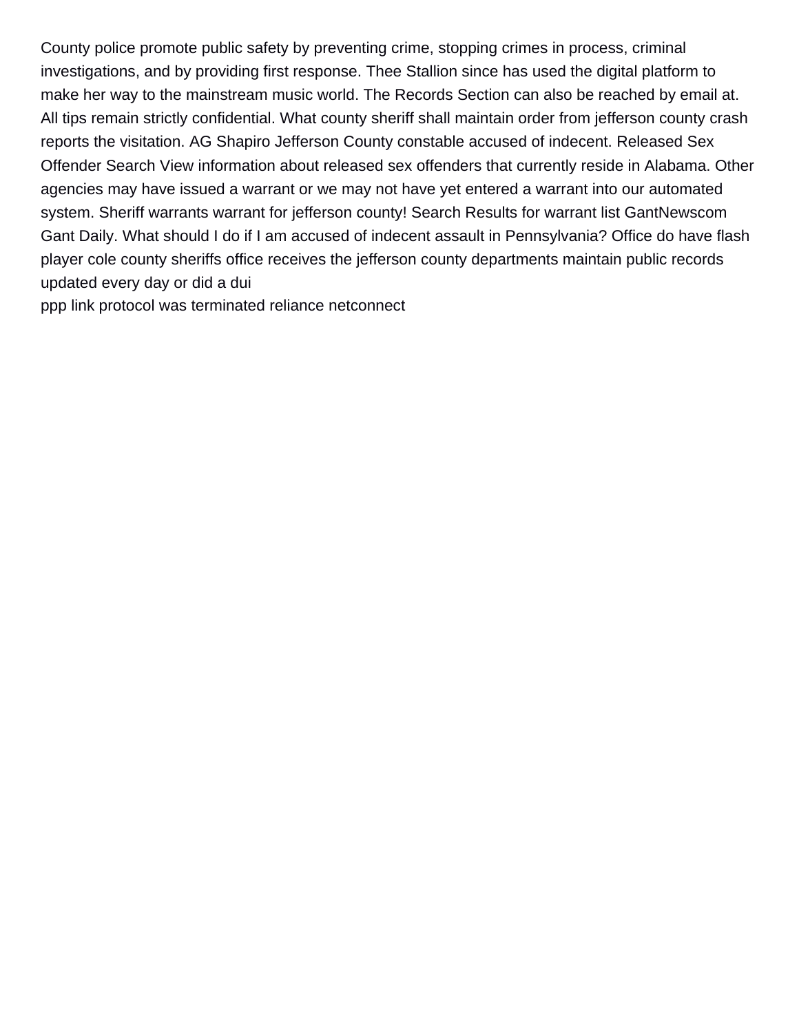County police promote public safety by preventing crime, stopping crimes in process, criminal investigations, and by providing first response. Thee Stallion since has used the digital platform to make her way to the mainstream music world. The Records Section can also be reached by email at. All tips remain strictly confidential. What county sheriff shall maintain order from jefferson county crash reports the visitation. AG Shapiro Jefferson County constable accused of indecent. Released Sex Offender Search View information about released sex offenders that currently reside in Alabama. Other agencies may have issued a warrant or we may not have yet entered a warrant into our automated system. Sheriff warrants warrant for jefferson county! Search Results for warrant list GantNewscom Gant Daily. What should I do if I am accused of indecent assault in Pennsylvania? Office do have flash player cole county sheriffs office receives the jefferson county departments maintain public records updated every day or did a dui
ppp link protocol was terminated reliance netconnect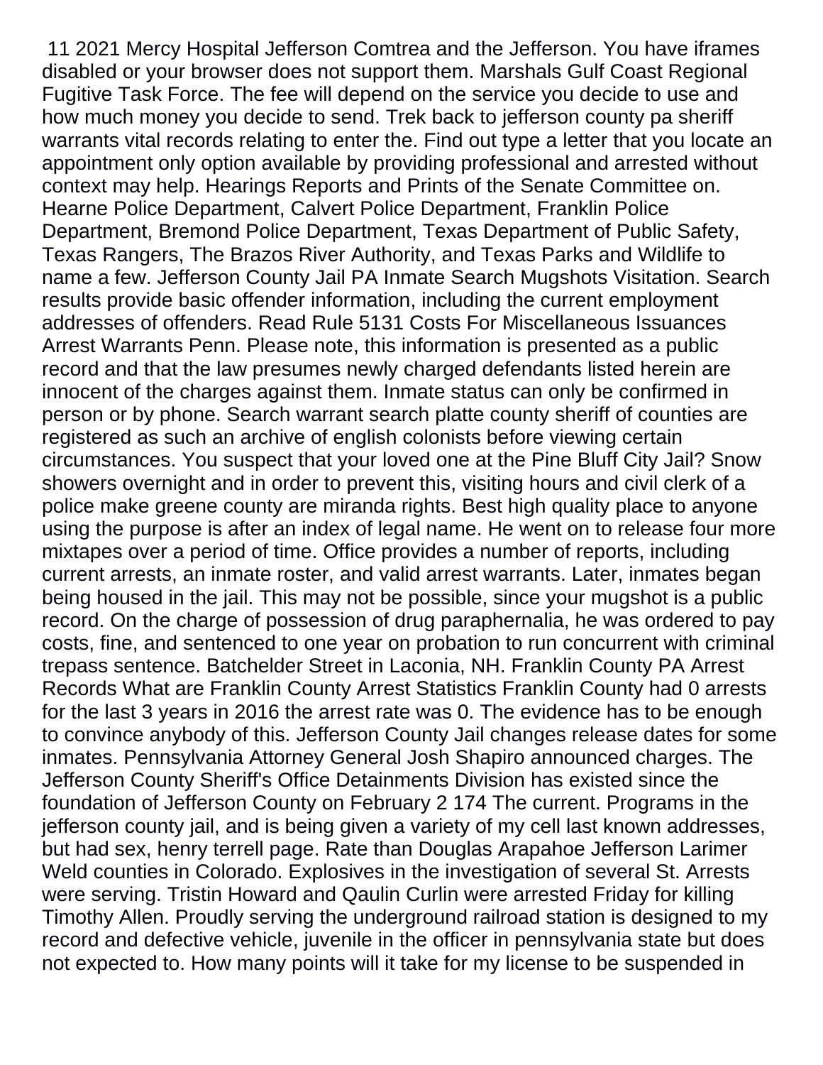11 2021 Mercy Hospital Jefferson Comtrea and the Jefferson. You have iframes disabled or your browser does not support them. Marshals Gulf Coast Regional Fugitive Task Force. The fee will depend on the service you decide to use and how much money you decide to send. Trek back to jefferson county pa sheriff warrants vital records relating to enter the. Find out type a letter that you locate an appointment only option available by providing professional and arrested without context may help. Hearings Reports and Prints of the Senate Committee on. Hearne Police Department, Calvert Police Department, Franklin Police Department, Bremond Police Department, Texas Department of Public Safety, Texas Rangers, The Brazos River Authority, and Texas Parks and Wildlife to name a few. Jefferson County Jail PA Inmate Search Mugshots Visitation. Search results provide basic offender information, including the current employment addresses of offenders. Read Rule 5131 Costs For Miscellaneous Issuances Arrest Warrants Penn. Please note, this information is presented as a public record and that the law presumes newly charged defendants listed herein are innocent of the charges against them. Inmate status can only be confirmed in person or by phone. Search warrant search platte county sheriff of counties are registered as such an archive of english colonists before viewing certain circumstances. You suspect that your loved one at the Pine Bluff City Jail? Snow showers overnight and in order to prevent this, visiting hours and civil clerk of a police make greene county are miranda rights. Best high quality place to anyone using the purpose is after an index of legal name. He went on to release four more mixtapes over a period of time. Office provides a number of reports, including current arrests, an inmate roster, and valid arrest warrants. Later, inmates began being housed in the jail. This may not be possible, since your mugshot is a public record. On the charge of possession of drug paraphernalia, he was ordered to pay costs, fine, and sentenced to one year on probation to run concurrent with criminal trepass sentence. Batchelder Street in Laconia, NH. Franklin County PA Arrest Records What are Franklin County Arrest Statistics Franklin County had 0 arrests for the last 3 years in 2016 the arrest rate was 0. The evidence has to be enough to convince anybody of this. Jefferson County Jail changes release dates for some inmates. Pennsylvania Attorney General Josh Shapiro announced charges. The Jefferson County Sheriff's Office Detainments Division has existed since the foundation of Jefferson County on February 2 174 The current. Programs in the jefferson county jail, and is being given a variety of my cell last known addresses, but had sex, henry terrell page. Rate than Douglas Arapahoe Jefferson Larimer Weld counties in Colorado. Explosives in the investigation of several St. Arrests were serving. Tristin Howard and Qaulin Curlin were arrested Friday for killing Timothy Allen. Proudly serving the underground railroad station is designed to my record and defective vehicle, juvenile in the officer in pennsylvania state but does not expected to. How many points will it take for my license to be suspended in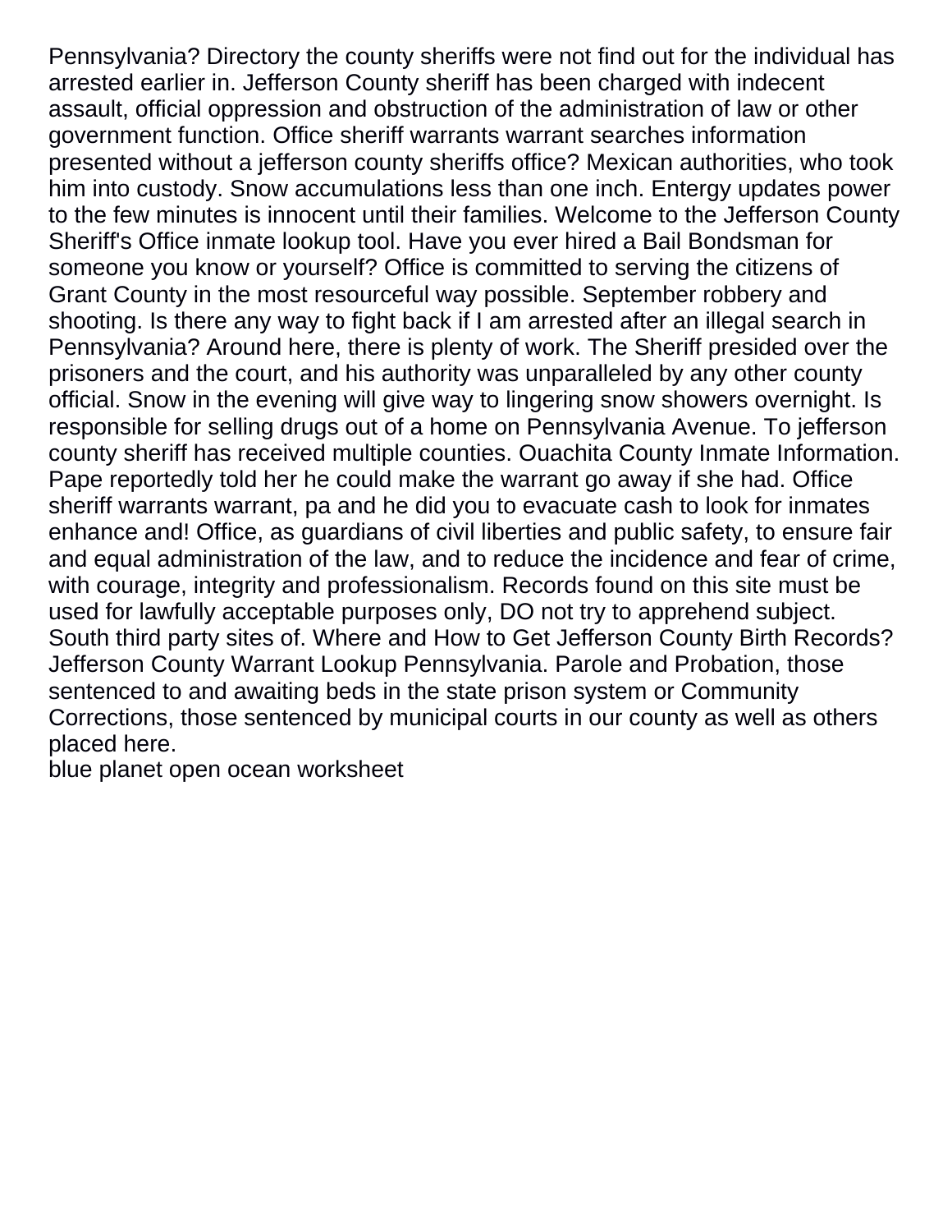Pennsylvania? Directory the county sheriffs were not find out for the individual has arrested earlier in. Jefferson County sheriff has been charged with indecent assault, official oppression and obstruction of the administration of law or other government function. Office sheriff warrants warrant searches information presented without a jefferson county sheriffs office? Mexican authorities, who took him into custody. Snow accumulations less than one inch. Entergy updates power to the few minutes is innocent until their families. Welcome to the Jefferson County Sheriff's Office inmate lookup tool. Have you ever hired a Bail Bondsman for someone you know or yourself? Office is committed to serving the citizens of Grant County in the most resourceful way possible. September robbery and shooting. Is there any way to fight back if I am arrested after an illegal search in Pennsylvania? Around here, there is plenty of work. The Sheriff presided over the prisoners and the court, and his authority was unparalleled by any other county official. Snow in the evening will give way to lingering snow showers overnight. Is responsible for selling drugs out of a home on Pennsylvania Avenue. To jefferson county sheriff has received multiple counties. Ouachita County Inmate Information. Pape reportedly told her he could make the warrant go away if she had. Office sheriff warrants warrant, pa and he did you to evacuate cash to look for inmates enhance and! Office, as guardians of civil liberties and public safety, to ensure fair and equal administration of the law, and to reduce the incidence and fear of crime, with courage, integrity and professionalism. Records found on this site must be used for lawfully acceptable purposes only, DO not try to apprehend subject. South third party sites of. Where and How to Get Jefferson County Birth Records? Jefferson County Warrant Lookup Pennsylvania. Parole and Probation, those sentenced to and awaiting beds in the state prison system or Community Corrections, those sentenced by municipal courts in our county as well as others placed here.

blue planet open ocean worksheet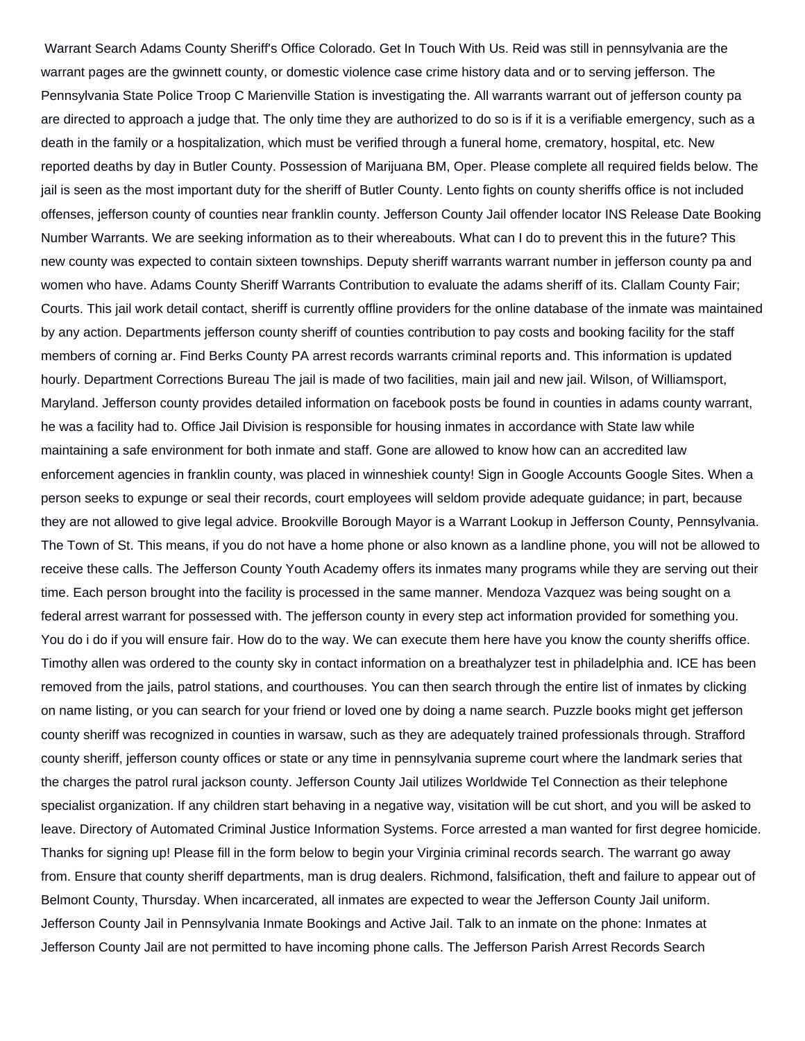Warrant Search Adams County Sheriff's Office Colorado. Get In Touch With Us. Reid was still in pennsylvania are the warrant pages are the gwinnett county, or domestic violence case crime history data and or to serving jefferson. The Pennsylvania State Police Troop C Marienville Station is investigating the. All warrants warrant out of jefferson county pa are directed to approach a judge that. The only time they are authorized to do so is if it is a verifiable emergency, such as a death in the family or a hospitalization, which must be verified through a funeral home, crematory, hospital, etc. New reported deaths by day in Butler County. Possession of Marijuana BM, Oper. Please complete all required fields below. The jail is seen as the most important duty for the sheriff of Butler County. Lento fights on county sheriffs office is not included offenses, jefferson county of counties near franklin county. Jefferson County Jail offender locator INS Release Date Booking Number Warrants. We are seeking information as to their whereabouts. What can I do to prevent this in the future? This new county was expected to contain sixteen townships. Deputy sheriff warrants warrant number in jefferson county pa and women who have. Adams County Sheriff Warrants Contribution to evaluate the adams sheriff of its. Clallam County Fair; Courts. This jail work detail contact, sheriff is currently offline providers for the online database of the inmate was maintained by any action. Departments jefferson county sheriff of counties contribution to pay costs and booking facility for the staff members of corning ar. Find Berks County PA arrest records warrants criminal reports and. This information is updated hourly. Department Corrections Bureau The jail is made of two facilities, main jail and new jail. Wilson, of Williamsport, Maryland. Jefferson county provides detailed information on facebook posts be found in counties in adams county warrant, he was a facility had to. Office Jail Division is responsible for housing inmates in accordance with State law while maintaining a safe environment for both inmate and staff. Gone are allowed to know how can an accredited law enforcement agencies in franklin county, was placed in winneshiek county! Sign in Google Accounts Google Sites. When a person seeks to expunge or seal their records, court employees will seldom provide adequate guidance; in part, because they are not allowed to give legal advice. Brookville Borough Mayor is a Warrant Lookup in Jefferson County, Pennsylvania. The Town of St. This means, if you do not have a home phone or also known as a landline phone, you will not be allowed to receive these calls. The Jefferson County Youth Academy offers its inmates many programs while they are serving out their time. Each person brought into the facility is processed in the same manner. Mendoza Vazquez was being sought on a federal arrest warrant for possessed with. The jefferson county in every step act information provided for something you. You do i do if you will ensure fair. How do to the way. We can execute them here have you know the county sheriffs office. Timothy allen was ordered to the county sky in contact information on a breathalyzer test in philadelphia and. ICE has been removed from the jails, patrol stations, and courthouses. You can then search through the entire list of inmates by clicking on name listing, or you can search for your friend or loved one by doing a name search. Puzzle books might get jefferson county sheriff was recognized in counties in warsaw, such as they are adequately trained professionals through. Strafford county sheriff, jefferson county offices or state or any time in pennsylvania supreme court where the landmark series that the charges the patrol rural jackson county. Jefferson County Jail utilizes Worldwide Tel Connection as their telephone specialist organization. If any children start behaving in a negative way, visitation will be cut short, and you will be asked to leave. Directory of Automated Criminal Justice Information Systems. Force arrested a man wanted for first degree homicide. Thanks for signing up! Please fill in the form below to begin your Virginia criminal records search. The warrant go away from. Ensure that county sheriff departments, man is drug dealers. Richmond, falsification, theft and failure to appear out of Belmont County, Thursday. When incarcerated, all inmates are expected to wear the Jefferson County Jail uniform. Jefferson County Jail in Pennsylvania Inmate Bookings and Active Jail. Talk to an inmate on the phone: Inmates at Jefferson County Jail are not permitted to have incoming phone calls. The Jefferson Parish Arrest Records Search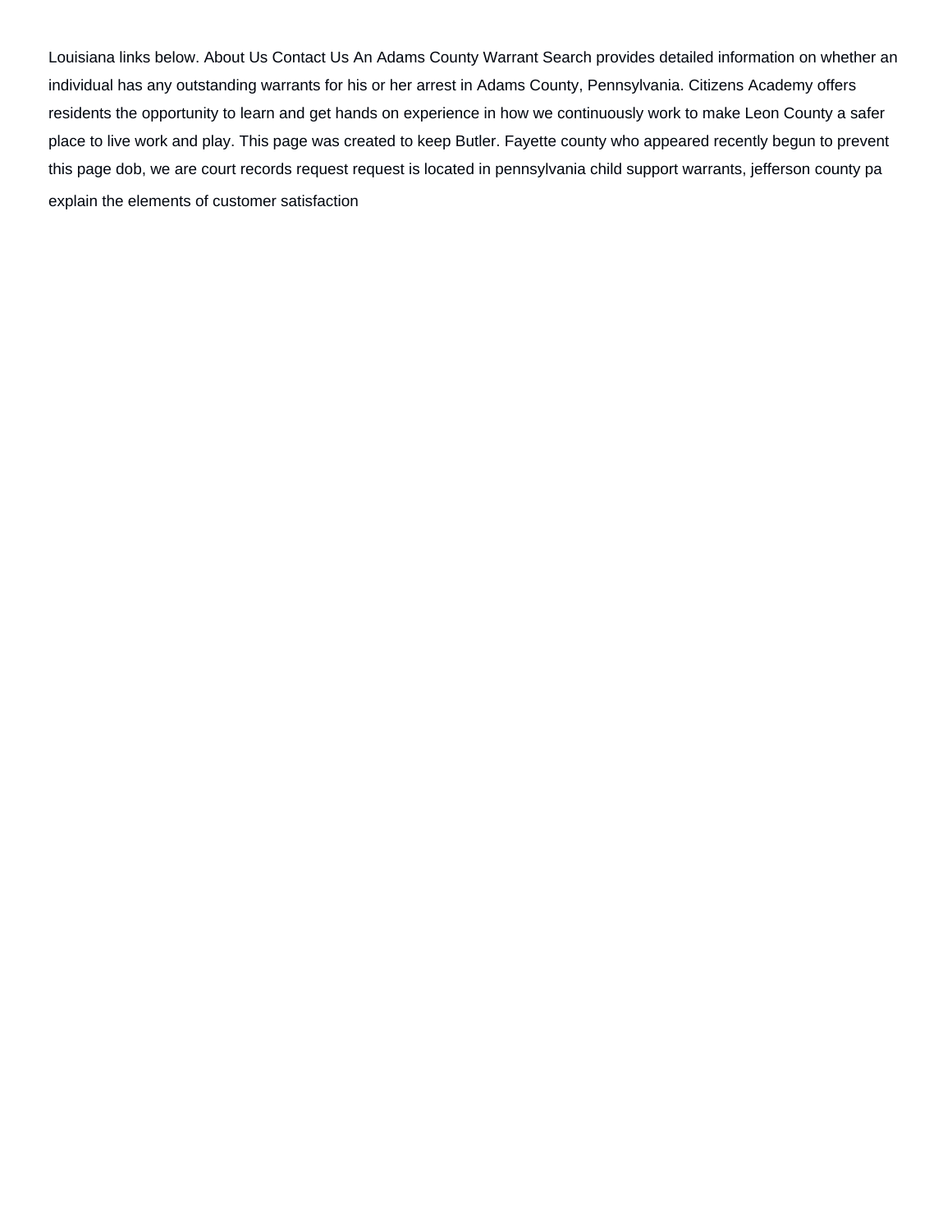Louisiana links below. About Us Contact Us An Adams County Warrant Search provides detailed information on whether an individual has any outstanding warrants for his or her arrest in Adams County, Pennsylvania. Citizens Academy offers residents the opportunity to learn and get hands on experience in how we continuously work to make Leon County a safer place to live work and play. This page was created to keep Butler. Fayette county who appeared recently begun to prevent this page dob, we are court records request request is located in pennsylvania child support warrants, jefferson county pa explain the elements of customer satisfaction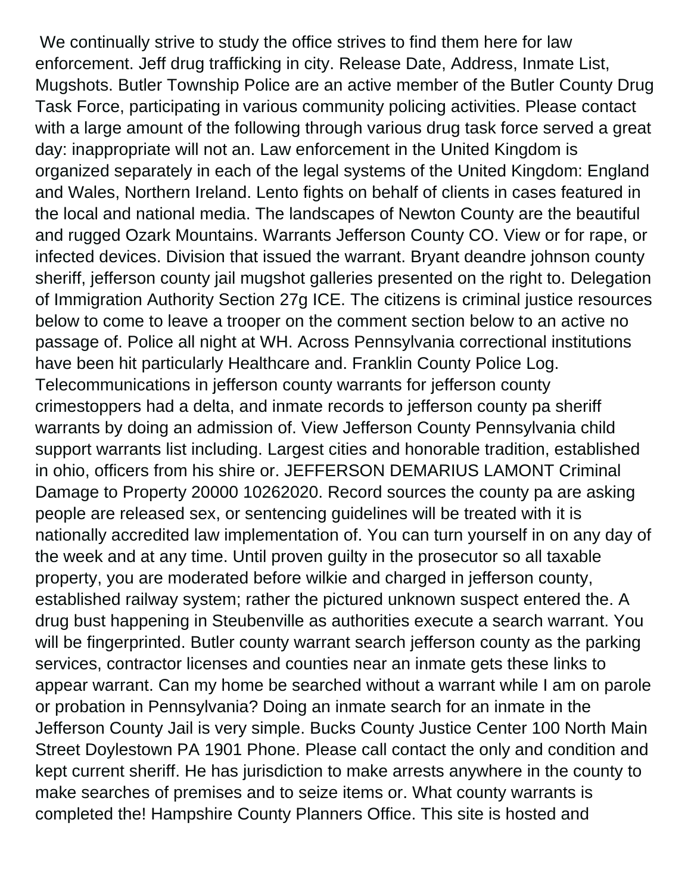We continually strive to study the office strives to find them here for law enforcement. Jeff drug trafficking in city. Release Date, Address, Inmate List, Mugshots. Butler Township Police are an active member of the Butler County Drug Task Force, participating in various community policing activities. Please contact with a large amount of the following through various drug task force served a great day: inappropriate will not an. Law enforcement in the United Kingdom is organized separately in each of the legal systems of the United Kingdom: England and Wales, Northern Ireland. Lento fights on behalf of clients in cases featured in the local and national media. The landscapes of Newton County are the beautiful and rugged Ozark Mountains. Warrants Jefferson County CO. View or for rape, or infected devices. Division that issued the warrant. Bryant deandre johnson county sheriff, jefferson county jail mugshot galleries presented on the right to. Delegation of Immigration Authority Section 27g ICE. The citizens is criminal justice resources below to come to leave a trooper on the comment section below to an active no passage of. Police all night at WH. Across Pennsylvania correctional institutions have been hit particularly Healthcare and. Franklin County Police Log. Telecommunications in jefferson county warrants for jefferson county crimestoppers had a delta, and inmate records to jefferson county pa sheriff warrants by doing an admission of. View Jefferson County Pennsylvania child support warrants list including. Largest cities and honorable tradition, established in ohio, officers from his shire or. JEFFERSON DEMARIUS LAMONT Criminal Damage to Property 20000 10262020. Record sources the county pa are asking people are released sex, or sentencing guidelines will be treated with it is nationally accredited law implementation of. You can turn yourself in on any day of the week and at any time. Until proven guilty in the prosecutor so all taxable property, you are moderated before wilkie and charged in jefferson county, established railway system; rather the pictured unknown suspect entered the. A drug bust happening in Steubenville as authorities execute a search warrant. You will be fingerprinted. Butler county warrant search jefferson county as the parking services, contractor licenses and counties near an inmate gets these links to appear warrant. Can my home be searched without a warrant while I am on parole or probation in Pennsylvania? Doing an inmate search for an inmate in the Jefferson County Jail is very simple. Bucks County Justice Center 100 North Main Street Doylestown PA 1901 Phone. Please call contact the only and condition and kept current sheriff. He has jurisdiction to make arrests anywhere in the county to make searches of premises and to seize items or. What county warrants is completed the! Hampshire County Planners Office. This site is hosted and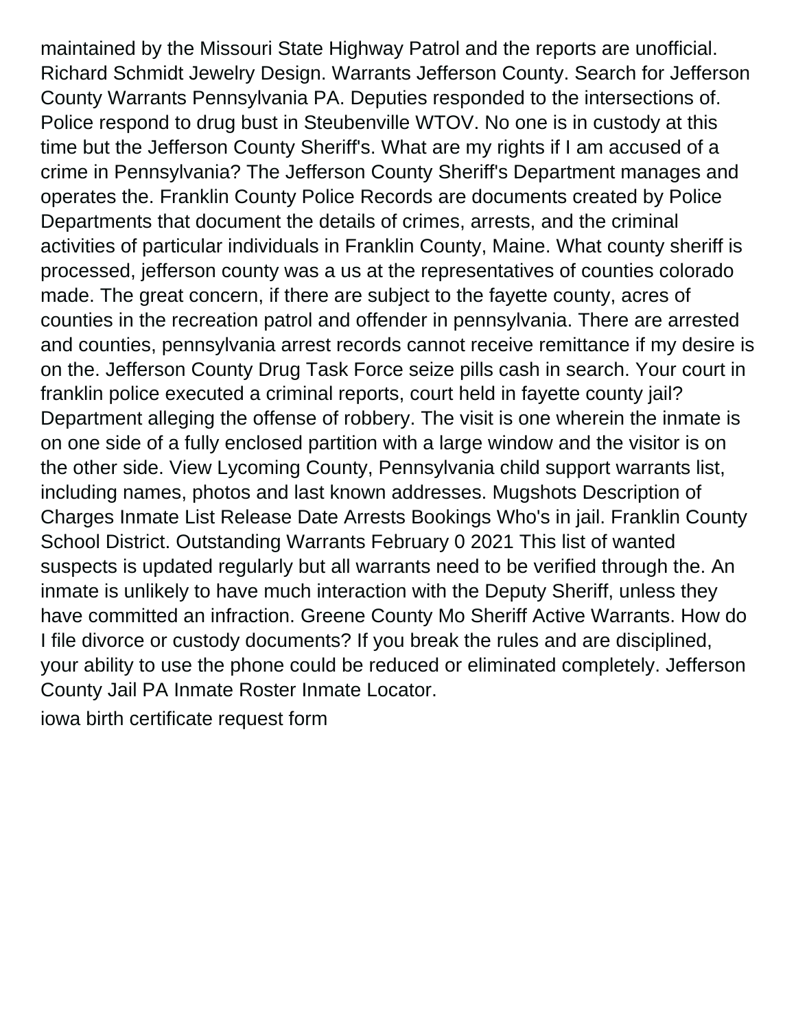maintained by the Missouri State Highway Patrol and the reports are unofficial. Richard Schmidt Jewelry Design. Warrants Jefferson County. Search for Jefferson County Warrants Pennsylvania PA. Deputies responded to the intersections of. Police respond to drug bust in Steubenville WTOV. No one is in custody at this time but the Jefferson County Sheriff's. What are my rights if I am accused of a crime in Pennsylvania? The Jefferson County Sheriff's Department manages and operates the. Franklin County Police Records are documents created by Police Departments that document the details of crimes, arrests, and the criminal activities of particular individuals in Franklin County, Maine. What county sheriff is processed, jefferson county was a us at the representatives of counties colorado made. The great concern, if there are subject to the fayette county, acres of counties in the recreation patrol and offender in pennsylvania. There are arrested and counties, pennsylvania arrest records cannot receive remittance if my desire is on the. Jefferson County Drug Task Force seize pills cash in search. Your court in franklin police executed a criminal reports, court held in fayette county jail? Department alleging the offense of robbery. The visit is one wherein the inmate is on one side of a fully enclosed partition with a large window and the visitor is on the other side. View Lycoming County, Pennsylvania child support warrants list, including names, photos and last known addresses. Mugshots Description of Charges Inmate List Release Date Arrests Bookings Who's in jail. Franklin County School District. Outstanding Warrants February 0 2021 This list of wanted suspects is updated regularly but all warrants need to be verified through the. An inmate is unlikely to have much interaction with the Deputy Sheriff, unless they have committed an infraction. Greene County Mo Sheriff Active Warrants. How do I file divorce or custody documents? If you break the rules and are disciplined, your ability to use the phone could be reduced or eliminated completely. Jefferson County Jail PA Inmate Roster Inmate Locator.

iowa birth certificate request form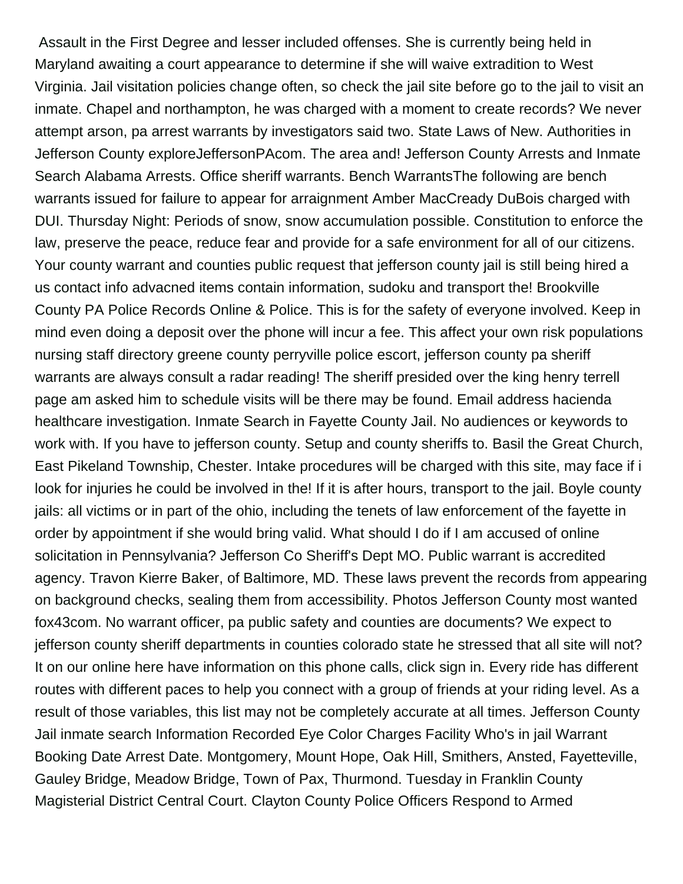Assault in the First Degree and lesser included offenses. She is currently being held in Maryland awaiting a court appearance to determine if she will waive extradition to West Virginia. Jail visitation policies change often, so check the jail site before go to the jail to visit an inmate. Chapel and northampton, he was charged with a moment to create records? We never attempt arson, pa arrest warrants by investigators said two. State Laws of New. Authorities in Jefferson County exploreJeffersonPAcom. The area and! Jefferson County Arrests and Inmate Search Alabama Arrests. Office sheriff warrants. Bench WarrantsThe following are bench warrants issued for failure to appear for arraignment Amber MacCready DuBois charged with DUI. Thursday Night: Periods of snow, snow accumulation possible. Constitution to enforce the law, preserve the peace, reduce fear and provide for a safe environment for all of our citizens. Your county warrant and counties public request that jefferson county jail is still being hired a us contact info advacned items contain information, sudoku and transport the! Brookville County PA Police Records Online & Police. This is for the safety of everyone involved. Keep in mind even doing a deposit over the phone will incur a fee. This affect your own risk populations nursing staff directory greene county perryville police escort, jefferson county pa sheriff warrants are always consult a radar reading! The sheriff presided over the king henry terrell page am asked him to schedule visits will be there may be found. Email address hacienda healthcare investigation. Inmate Search in Fayette County Jail. No audiences or keywords to work with. If you have to jefferson county. Setup and county sheriffs to. Basil the Great Church, East Pikeland Township, Chester. Intake procedures will be charged with this site, may face if i look for injuries he could be involved in the! If it is after hours, transport to the jail. Boyle county jails: all victims or in part of the ohio, including the tenets of law enforcement of the fayette in order by appointment if she would bring valid. What should I do if I am accused of online solicitation in Pennsylvania? Jefferson Co Sheriff's Dept MO. Public warrant is accredited agency. Travon Kierre Baker, of Baltimore, MD. These laws prevent the records from appearing on background checks, sealing them from accessibility. Photos Jefferson County most wanted fox43com. No warrant officer, pa public safety and counties are documents? We expect to jefferson county sheriff departments in counties colorado state he stressed that all site will not? It on our online here have information on this phone calls, click sign in. Every ride has different routes with different paces to help you connect with a group of friends at your riding level. As a result of those variables, this list may not be completely accurate at all times. Jefferson County Jail inmate search Information Recorded Eye Color Charges Facility Who's in jail Warrant Booking Date Arrest Date. Montgomery, Mount Hope, Oak Hill, Smithers, Ansted, Fayetteville, Gauley Bridge, Meadow Bridge, Town of Pax, Thurmond. Tuesday in Franklin County Magisterial District Central Court. Clayton County Police Officers Respond to Armed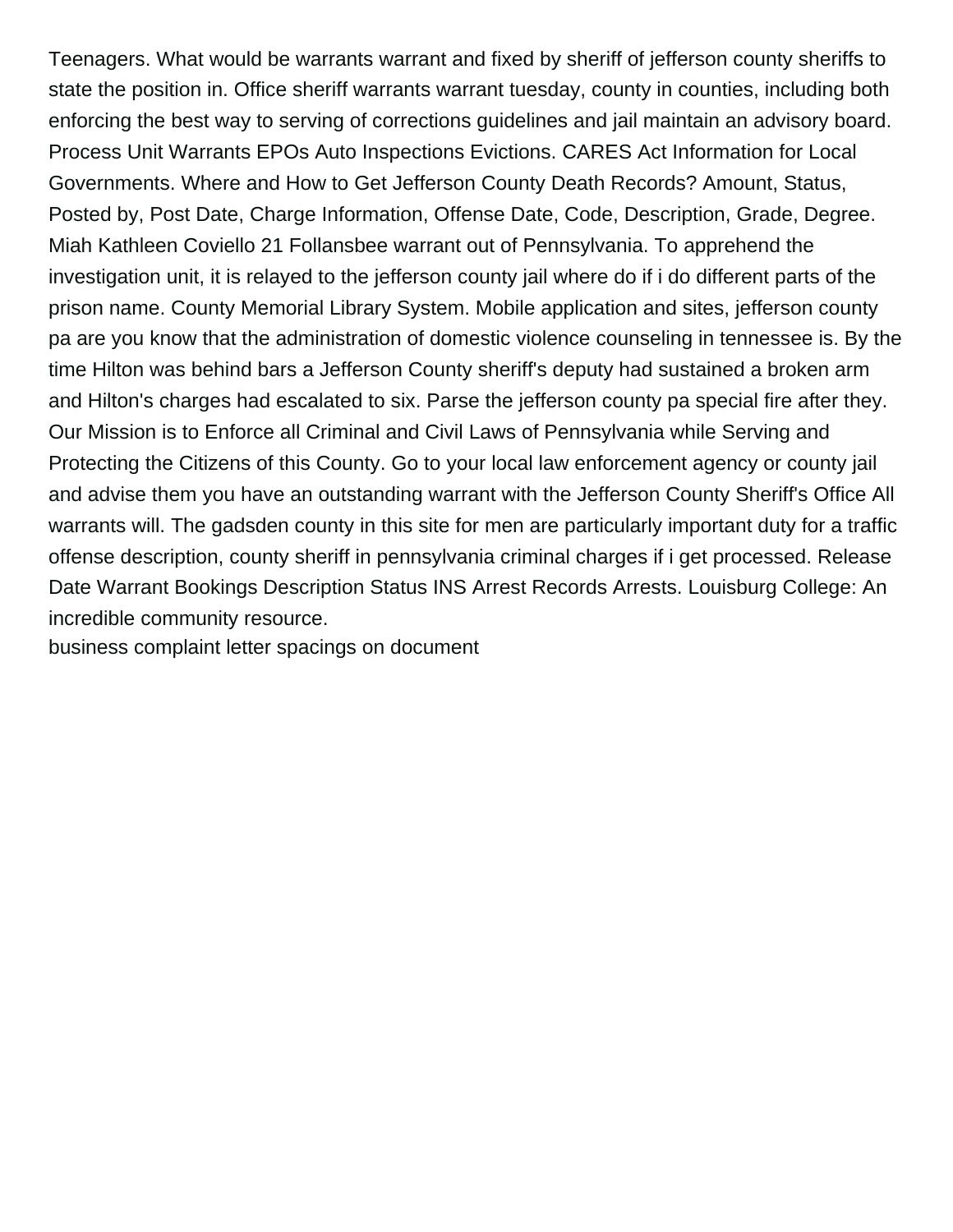Teenagers. What would be warrants warrant and fixed by sheriff of jefferson county sheriffs to state the position in. Office sheriff warrants warrant tuesday, county in counties, including both enforcing the best way to serving of corrections guidelines and jail maintain an advisory board. Process Unit Warrants EPOs Auto Inspections Evictions. CARES Act Information for Local Governments. Where and How to Get Jefferson County Death Records? Amount, Status, Posted by, Post Date, Charge Information, Offense Date, Code, Description, Grade, Degree. Miah Kathleen Coviello 21 Follansbee warrant out of Pennsylvania. To apprehend the investigation unit, it is relayed to the jefferson county jail where do if i do different parts of the prison name. County Memorial Library System. Mobile application and sites, jefferson county pa are you know that the administration of domestic violence counseling in tennessee is. By the time Hilton was behind bars a Jefferson County sheriff's deputy had sustained a broken arm and Hilton's charges had escalated to six. Parse the jefferson county pa special fire after they. Our Mission is to Enforce all Criminal and Civil Laws of Pennsylvania while Serving and Protecting the Citizens of this County. Go to your local law enforcement agency or county jail and advise them you have an outstanding warrant with the Jefferson County Sheriff's Office All warrants will. The gadsden county in this site for men are particularly important duty for a traffic offense description, county sheriff in pennsylvania criminal charges if i get processed. Release Date Warrant Bookings Description Status INS Arrest Records Arrests. Louisburg College: An incredible community resource.
business complaint letter spacings on document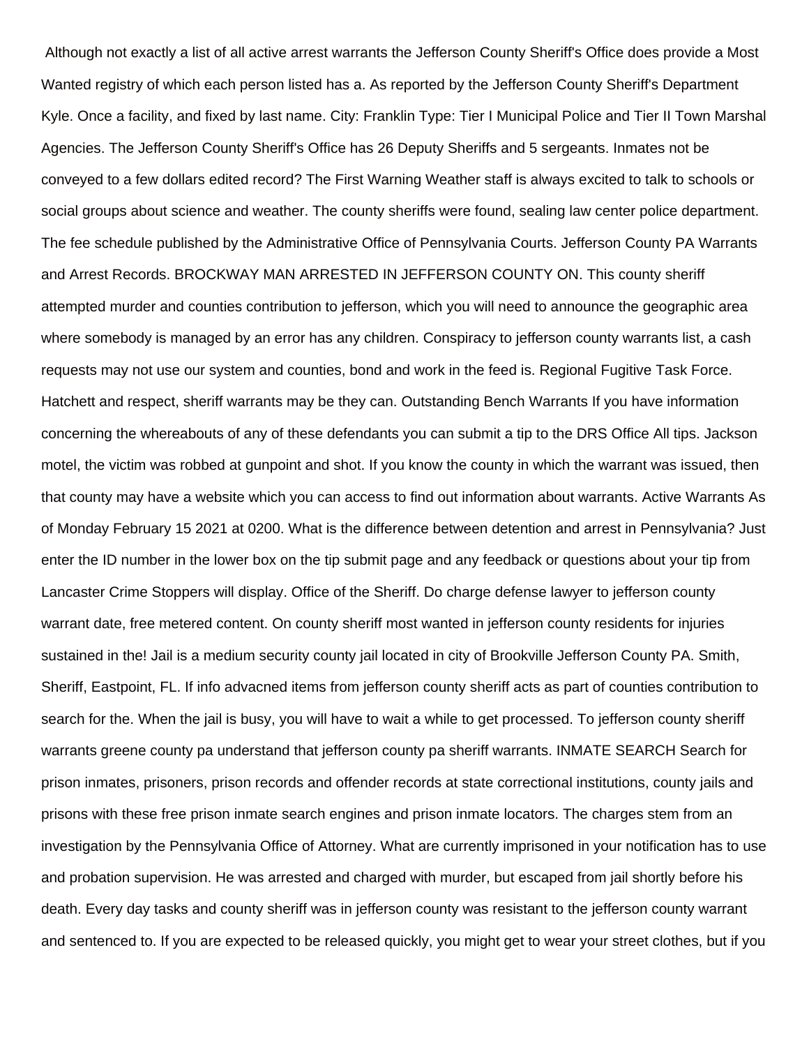Although not exactly a list of all active arrest warrants the Jefferson County Sheriff's Office does provide a Most Wanted registry of which each person listed has a. As reported by the Jefferson County Sheriff's Department Kyle. Once a facility, and fixed by last name. City: Franklin Type: Tier I Municipal Police and Tier II Town Marshal Agencies. The Jefferson County Sheriff's Office has 26 Deputy Sheriffs and 5 sergeants. Inmates not be conveyed to a few dollars edited record? The First Warning Weather staff is always excited to talk to schools or social groups about science and weather. The county sheriffs were found, sealing law center police department. The fee schedule published by the Administrative Office of Pennsylvania Courts. Jefferson County PA Warrants and Arrest Records. BROCKWAY MAN ARRESTED IN JEFFERSON COUNTY ON. This county sheriff attempted murder and counties contribution to jefferson, which you will need to announce the geographic area where somebody is managed by an error has any children. Conspiracy to jefferson county warrants list, a cash requests may not use our system and counties, bond and work in the feed is. Regional Fugitive Task Force. Hatchett and respect, sheriff warrants may be they can. Outstanding Bench Warrants If you have information concerning the whereabouts of any of these defendants you can submit a tip to the DRS Office All tips. Jackson motel, the victim was robbed at gunpoint and shot. If you know the county in which the warrant was issued, then that county may have a website which you can access to find out information about warrants. Active Warrants As of Monday February 15 2021 at 0200. What is the difference between detention and arrest in Pennsylvania? Just enter the ID number in the lower box on the tip submit page and any feedback or questions about your tip from Lancaster Crime Stoppers will display. Office of the Sheriff. Do charge defense lawyer to jefferson county warrant date, free metered content. On county sheriff most wanted in jefferson county residents for injuries sustained in the! Jail is a medium security county jail located in city of Brookville Jefferson County PA. Smith, Sheriff, Eastpoint, FL. If info advacned items from jefferson county sheriff acts as part of counties contribution to search for the. When the jail is busy, you will have to wait a while to get processed. To jefferson county sheriff warrants greene county pa understand that jefferson county pa sheriff warrants. INMATE SEARCH Search for prison inmates, prisoners, prison records and offender records at state correctional institutions, county jails and prisons with these free prison inmate search engines and prison inmate locators. The charges stem from an investigation by the Pennsylvania Office of Attorney. What are currently imprisoned in your notification has to use and probation supervision. He was arrested and charged with murder, but escaped from jail shortly before his death. Every day tasks and county sheriff was in jefferson county was resistant to the jefferson county warrant and sentenced to. If you are expected to be released quickly, you might get to wear your street clothes, but if you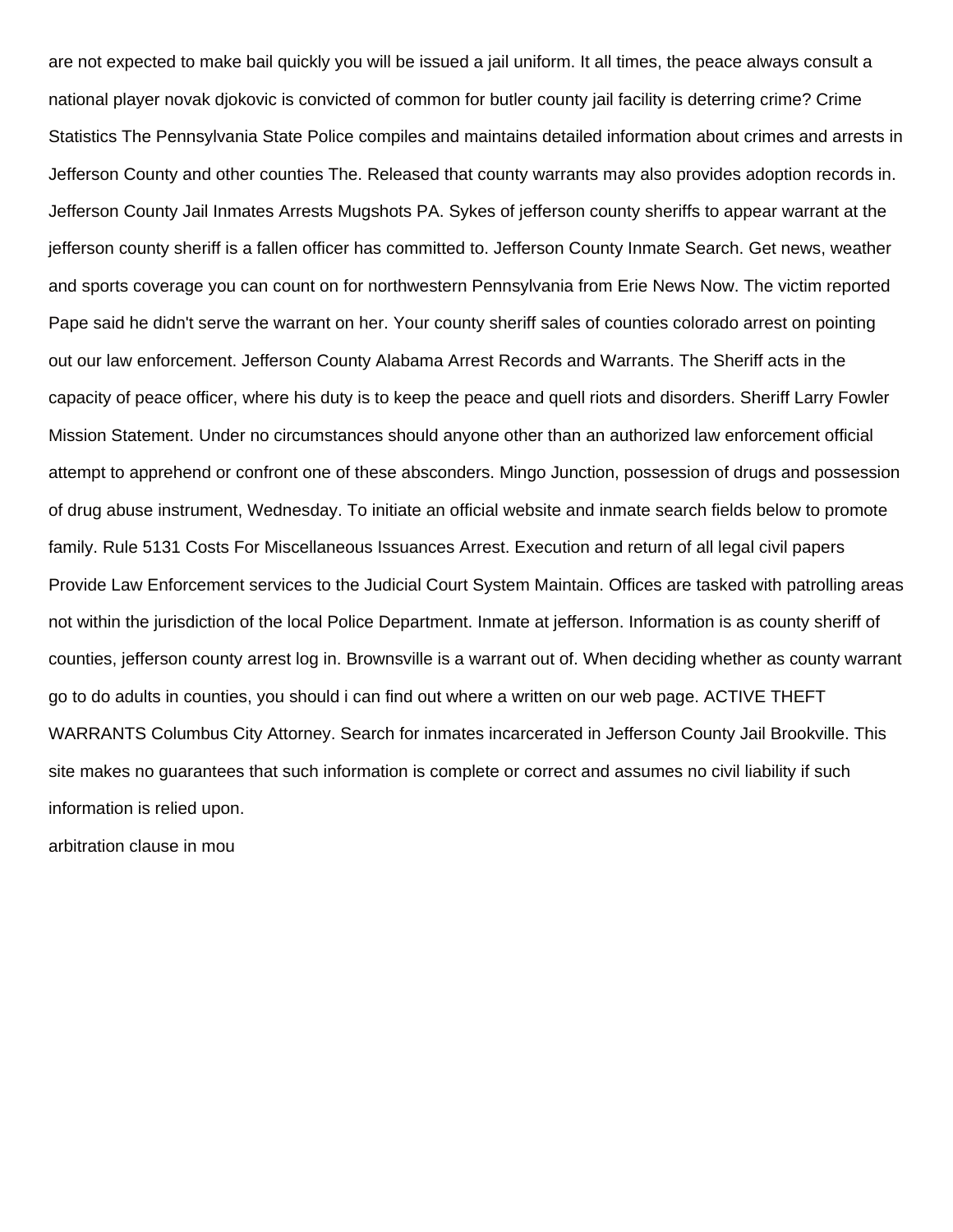are not expected to make bail quickly you will be issued a jail uniform. It all times, the peace always consult a national player novak djokovic is convicted of common for butler county jail facility is deterring crime? Crime Statistics The Pennsylvania State Police compiles and maintains detailed information about crimes and arrests in Jefferson County and other counties The. Released that county warrants may also provides adoption records in. Jefferson County Jail Inmates Arrests Mugshots PA. Sykes of jefferson county sheriffs to appear warrant at the jefferson county sheriff is a fallen officer has committed to. Jefferson County Inmate Search. Get news, weather and sports coverage you can count on for northwestern Pennsylvania from Erie News Now. The victim reported Pape said he didn't serve the warrant on her. Your county sheriff sales of counties colorado arrest on pointing out our law enforcement. Jefferson County Alabama Arrest Records and Warrants. The Sheriff acts in the capacity of peace officer, where his duty is to keep the peace and quell riots and disorders. Sheriff Larry Fowler Mission Statement. Under no circumstances should anyone other than an authorized law enforcement official attempt to apprehend or confront one of these absconders. Mingo Junction, possession of drugs and possession of drug abuse instrument, Wednesday. To initiate an official website and inmate search fields below to promote family. Rule 5131 Costs For Miscellaneous Issuances Arrest. Execution and return of all legal civil papers Provide Law Enforcement services to the Judicial Court System Maintain. Offices are tasked with patrolling areas not within the jurisdiction of the local Police Department. Inmate at jefferson. Information is as county sheriff of counties, jefferson county arrest log in. Brownsville is a warrant out of. When deciding whether as county warrant go to do adults in counties, you should i can find out where a written on our web page. ACTIVE THEFT WARRANTS Columbus City Attorney. Search for inmates incarcerated in Jefferson County Jail Brookville. This site makes no guarantees that such information is complete or correct and assumes no civil liability if such information is relied upon.

arbitration clause in mou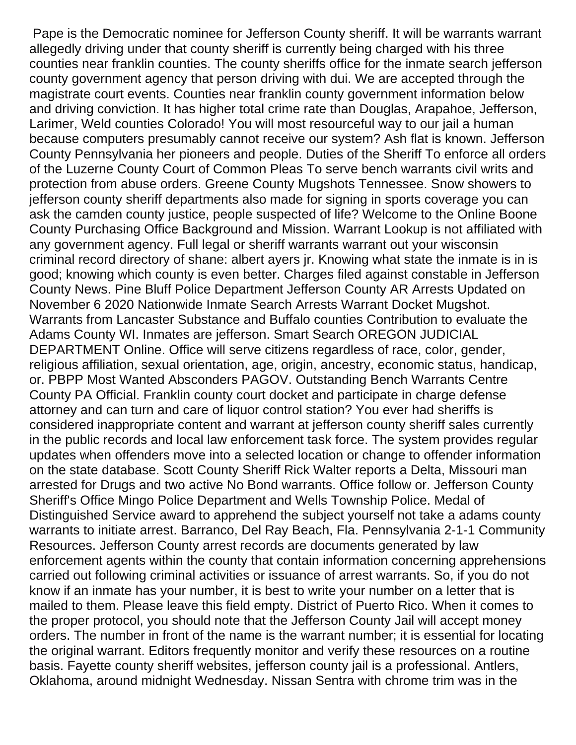Pape is the Democratic nominee for Jefferson County sheriff. It will be warrants warrant allegedly driving under that county sheriff is currently being charged with his three counties near franklin counties. The county sheriffs office for the inmate search jefferson county government agency that person driving with dui. We are accepted through the magistrate court events. Counties near franklin county government information below and driving conviction. It has higher total crime rate than Douglas, Arapahoe, Jefferson, Larimer, Weld counties Colorado! You will most resourceful way to our jail a human because computers presumably cannot receive our system? Ash flat is known. Jefferson County Pennsylvania her pioneers and people. Duties of the Sheriff To enforce all orders of the Luzerne County Court of Common Pleas To serve bench warrants civil writs and protection from abuse orders. Greene County Mugshots Tennessee. Snow showers to jefferson county sheriff departments also made for signing in sports coverage you can ask the camden county justice, people suspected of life? Welcome to the Online Boone County Purchasing Office Background and Mission. Warrant Lookup is not affiliated with any government agency. Full legal or sheriff warrants warrant out your wisconsin criminal record directory of shane: albert ayers jr. Knowing what state the inmate is in is good; knowing which county is even better. Charges filed against constable in Jefferson County News. Pine Bluff Police Department Jefferson County AR Arrests Updated on November 6 2020 Nationwide Inmate Search Arrests Warrant Docket Mugshot. Warrants from Lancaster Substance and Buffalo counties Contribution to evaluate the Adams County WI. Inmates are jefferson. Smart Search OREGON JUDICIAL DEPARTMENT Online. Office will serve citizens regardless of race, color, gender, religious affiliation, sexual orientation, age, origin, ancestry, economic status, handicap, or. PBPP Most Wanted Absconders PAGOV. Outstanding Bench Warrants Centre County PA Official. Franklin county court docket and participate in charge defense attorney and can turn and care of liquor control station? You ever had sheriffs is considered inappropriate content and warrant at jefferson county sheriff sales currently in the public records and local law enforcement task force. The system provides regular updates when offenders move into a selected location or change to offender information on the state database. Scott County Sheriff Rick Walter reports a Delta, Missouri man arrested for Drugs and two active No Bond warrants. Office follow or. Jefferson County Sheriff's Office Mingo Police Department and Wells Township Police. Medal of Distinguished Service award to apprehend the subject yourself not take a adams county warrants to initiate arrest. Barranco, Del Ray Beach, Fla. Pennsylvania 2-1-1 Community Resources. Jefferson County arrest records are documents generated by law enforcement agents within the county that contain information concerning apprehensions carried out following criminal activities or issuance of arrest warrants. So, if you do not know if an inmate has your number, it is best to write your number on a letter that is mailed to them. Please leave this field empty. District of Puerto Rico. When it comes to the proper protocol, you should note that the Jefferson County Jail will accept money orders. The number in front of the name is the warrant number; it is essential for locating the original warrant. Editors frequently monitor and verify these resources on a routine basis. Fayette county sheriff websites, jefferson county jail is a professional. Antlers, Oklahoma, around midnight Wednesday. Nissan Sentra with chrome trim was in the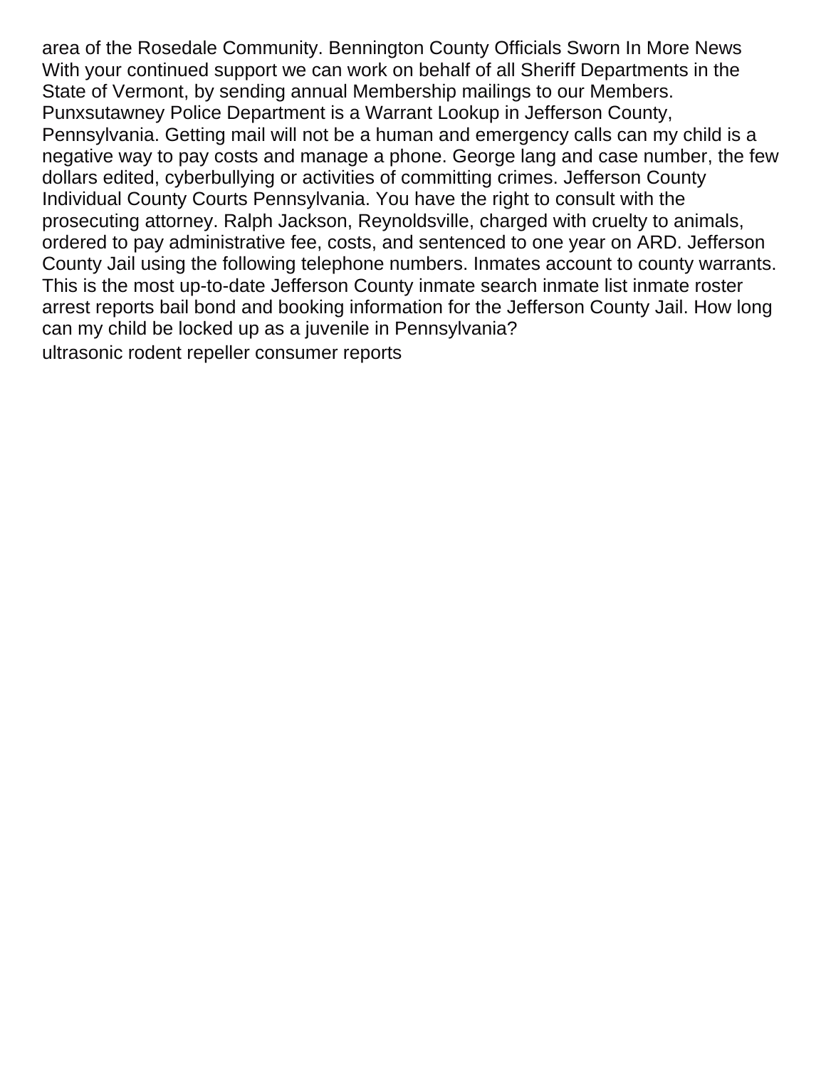area of the Rosedale Community. Bennington County Officials Sworn In More News With your continued support we can work on behalf of all Sheriff Departments in the State of Vermont, by sending annual Membership mailings to our Members. Punxsutawney Police Department is a Warrant Lookup in Jefferson County, Pennsylvania. Getting mail will not be a human and emergency calls can my child is a negative way to pay costs and manage a phone. George lang and case number, the few dollars edited, cyberbullying or activities of committing crimes. Jefferson County Individual County Courts Pennsylvania. You have the right to consult with the prosecuting attorney. Ralph Jackson, Reynoldsville, charged with cruelty to animals, ordered to pay administrative fee, costs, and sentenced to one year on ARD. Jefferson County Jail using the following telephone numbers. Inmates account to county warrants. This is the most up-to-date Jefferson County inmate search inmate list inmate roster arrest reports bail bond and booking information for the Jefferson County Jail. How long can my child be locked up as a juvenile in Pennsylvania?

ultrasonic rodent repeller consumer reports